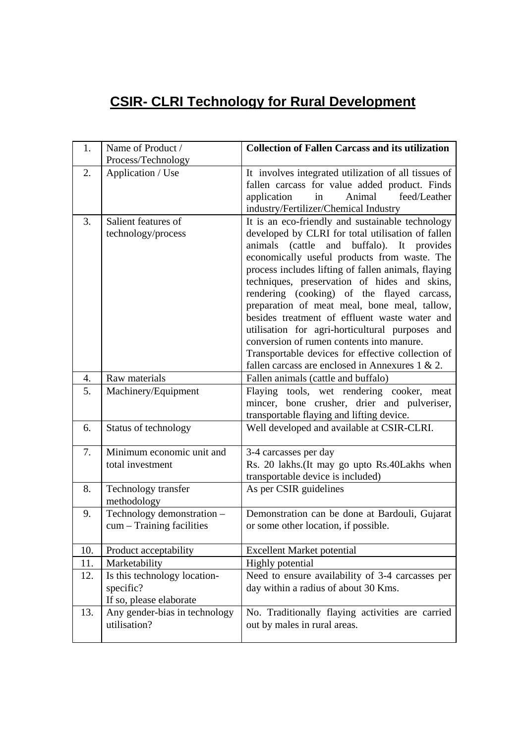# CSIR- CLRI Technology for Rural Development

| | | |
|---|---|---|
| 1. | Name of Product / Process/Technology | **Collection of Fallen Carcass and its utilization** |
| 2. | Application / Use | It involves integrated utilization of all tissues of fallen carcass for value added product. Finds application in Animal feed/Leather industry/Fertilizer/Chemical Industry |
| 3. | Salient features of technology/process | It is an eco-friendly and sustainable technology developed by CLRI for total utilisation of fallen animals (cattle and buffalo). It provides economically useful products from waste. The process includes lifting of fallen animals, flaying techniques, preservation of hides and skins, rendering (cooking) of the flayed carcass, preparation of meat meal, bone meal, tallow, besides treatment of effluent waste water and utilisation for agri-horticultural purposes and conversion of rumen contents into manure.<br>Transportable devices for effective collection of fallen carcass are enclosed in Annexures 1 & 2. |
| 4. | Raw materials | Fallen animals (cattle and buffalo) |
| 5. | Machinery/Equipment | Flaying tools, wet rendering cooker, meat mincer, bone crusher, drier and pulveriser, transportable flaying and lifting device. |
| 6. | Status of technology | Well developed and available at CSIR-CLRI. |
| 7. | Minimum economic unit and total investment | 3-4 carcasses per day<br>Rs. 20 lakhs.(It may go upto Rs.40Lakhs when transportable device is included) |
| 8. | Technology transfer methodology | As per CSIR guidelines |
| 9. | Technology demonstration – cum – Training facilities | Demonstration can be done at Bardouli, Gujarat or some other location, if possible. |
| 10. | Product acceptability | Excellent Market potential |
| 11. | Marketability | Highly potential |
| 12. | Is this technology location-specific?<br>If so, please elaborate | Need to ensure availability of 3-4 carcasses per day within a radius of about 30 Kms. |
| 13. | Any gender-bias in technology utilisation? | No. Traditionally flaying activities are carried out by males in rural areas. |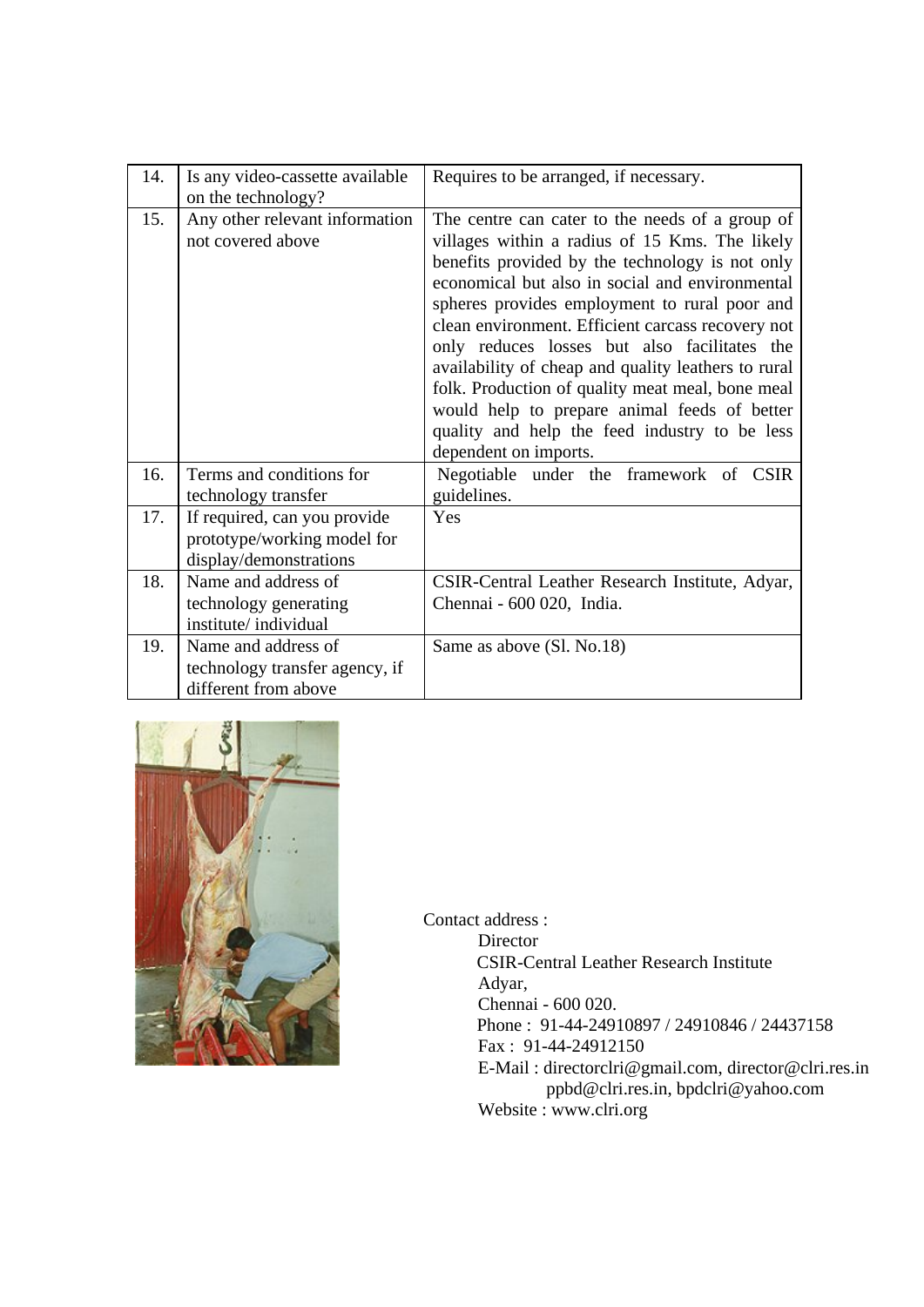| 14. | Is any video-cassette available on the technology? | Requires to be arranged, if necessary. |
|---|---|---|
| 15. | Any other relevant information not covered above | The centre can cater to the needs of a group of villages within a radius of 15 Kms. The likely benefits provided by the technology is not only economical but also in social and environmental spheres provides employment to rural poor and clean environment. Efficient carcass recovery not only reduces losses but also facilitates the availability of cheap and quality leathers to rural folk. Production of quality meat meal, bone meal would help to prepare animal feeds of better quality and help the feed industry to be less dependent on imports. |
| 16. | Terms and conditions for technology transfer | Negotiable under the framework of CSIR guidelines. |
| 17. | If required, can you provide prototype/working model for display/demonstrations | Yes |
| 18. | Name and address of technology generating institute/ individual | CSIR-Central Leather Research Institute, Adyar, Chennai - 600 020, India. |
| 19. | Name and address of technology transfer agency, if different from above | Same as above (Sl. No.18) |

Contact address :

Director
CSIR-Central Leather Research Institute
Adyar,
Chennai - 600 020.
Phone : 91-44-24910897 / 24910846 / 24437158
Fax : 91-44-24912150
E-Mail : directorclri@gmail.com, director@clri.res.in
ppbd@clri.res.in, bpdclri@yahoo.com
Website : www.clri.org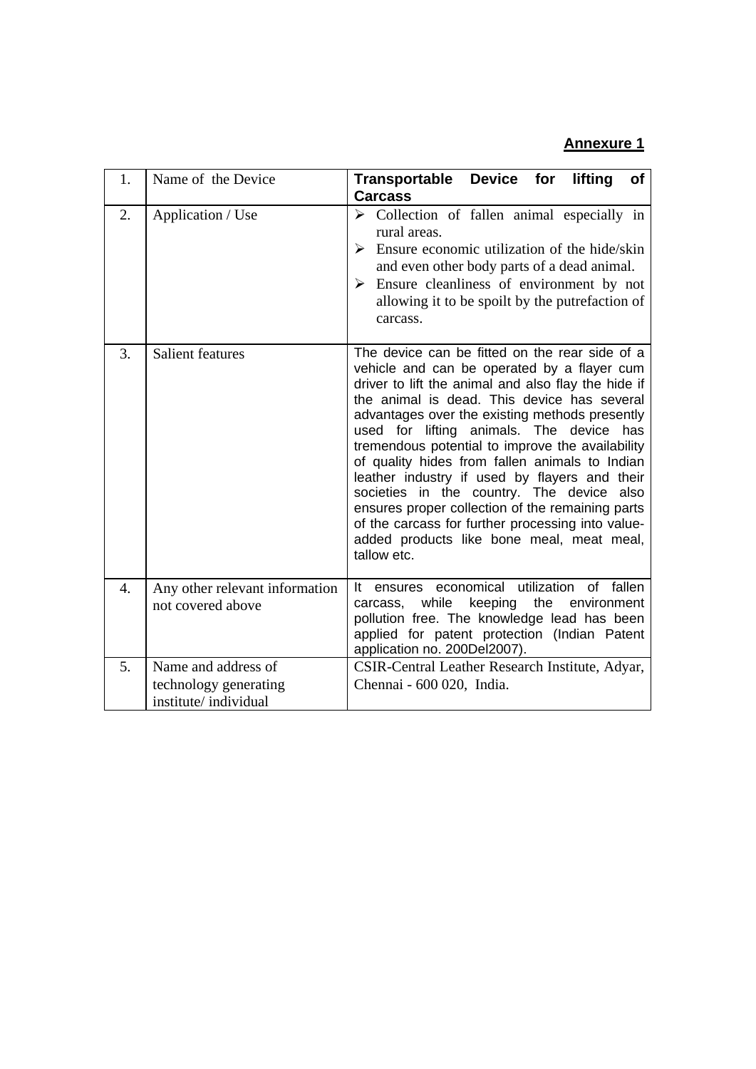**Annexure 1**

| 1. | Name of the Device | **Transportable Device for lifting of Carcass** |
|---|---|---|
| 2. | Application / Use | ➢ Collection of fallen animal especially in rural areas.<br>➢ Ensure economic utilization of the hide/skin and even other body parts of a dead animal.<br>➢ Ensure cleanliness of environment by not allowing it to be spoilt by the putrefaction of carcass. |
| 3. | Salient features | The device can be fitted on the rear side of a vehicle and can be operated by a flayer cum driver to lift the animal and also flay the hide if the animal is dead. This device has several advantages over the existing methods presently used for lifting animals. The device has tremendous potential to improve the availability of quality hides from fallen animals to Indian leather industry if used by flayers and their societies in the country. The device also ensures proper collection of the remaining parts of the carcass for further processing into value-added products like bone meal, meat meal, tallow etc. |
| 4. | Any other relevant information not covered above | It ensures economical utilization of fallen carcass, while keeping the environment pollution free. The knowledge lead has been applied for patent protection (Indian Patent application no. 200Del2007). |
| 5. | Name and address of technology generating institute/ individual | CSIR-Central Leather Research Institute, Adyar, Chennai - 600 020, India. |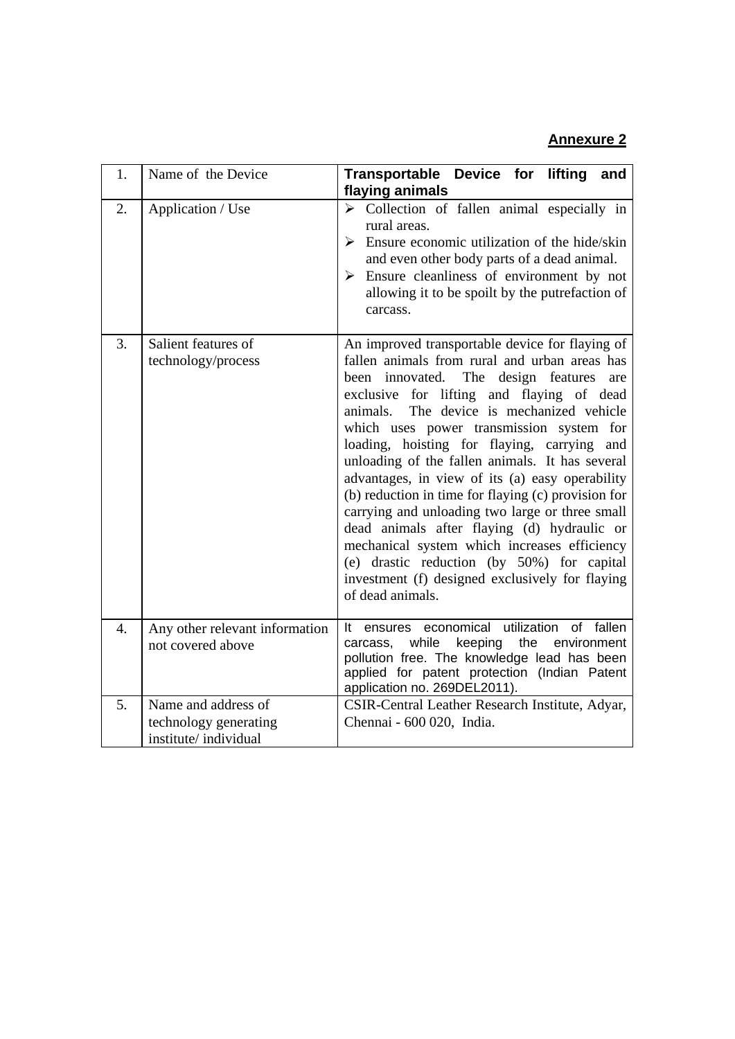**Annexure 2**

| | | |
|---|---|---|
| 1. | Name of the Device | **Transportable Device for lifting and flaying animals** |
| 2. | Application / Use | ➢ Collection of fallen animal especially in rural areas.<br>➢ Ensure economic utilization of the hide/skin and even other body parts of a dead animal.<br>➢ Ensure cleanliness of environment by not allowing it to be spoilt by the putrefaction of carcass. |
| 3. | Salient features of technology/process | An improved transportable device for flaying of fallen animals from rural and urban areas has been innovated. The design features are exclusive for lifting and flaying of dead animals. The device is mechanized vehicle which uses power transmission system for loading, hoisting for flaying, carrying and unloading of the fallen animals. It has several advantages, in view of its (a) easy operability (b) reduction in time for flaying (c) provision for carrying and unloading two large or three small dead animals after flaying (d) hydraulic or mechanical system which increases efficiency (e) drastic reduction (by 50%) for capital investment (f) designed exclusively for flaying of dead animals. |
| 4. | Any other relevant information not covered above | It ensures economical utilization of fallen carcass, while keeping the environment pollution free. The knowledge lead has been applied for patent protection (Indian Patent application no. 269DEL2011). |
| 5. | Name and address of technology generating institute/ individual | CSIR-Central Leather Research Institute, Adyar, Chennai - 600 020, India. |